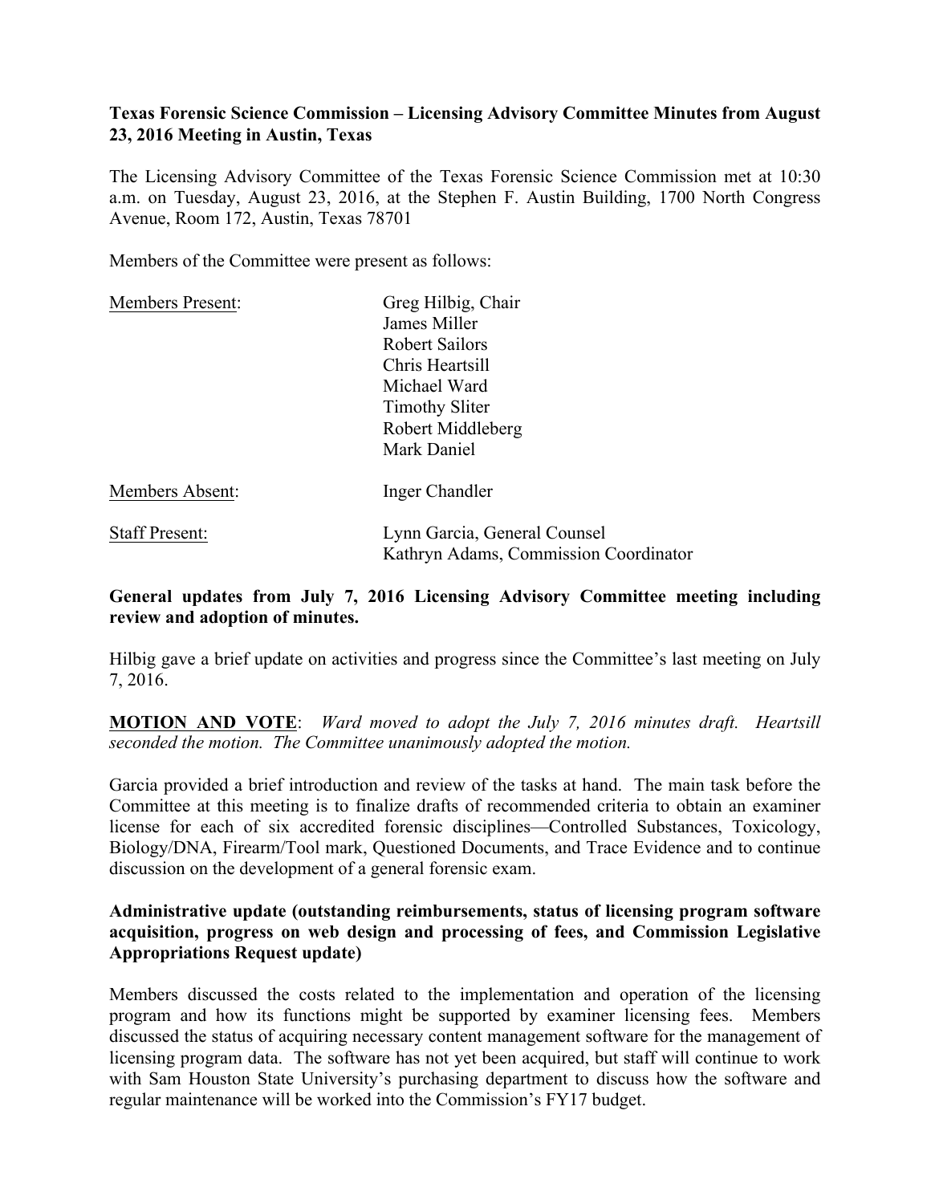**Texas Forensic Science Commission – Licensing Advisory Committee Minutes from August 23, 2016 Meeting in Austin, Texas**

The Licensing Advisory Committee of the Texas Forensic Science Commission met at 10:30 a.m. on Tuesday, August 23, 2016, at the Stephen F. Austin Building, 1700 North Congress Avenue, Room 172, Austin, Texas 78701

Members of the Committee were present as follows:

| | |
|---|---|
| Members Present: | Greg Hilbig, Chair<br>James Miller<br>Robert Sailors<br>Chris Heartsill<br>Michael Ward<br>Timothy Sliter<br>Robert Middleberg<br>Mark Daniel |
| Members Absent: | Inger Chandler |
| Staff Present: | Lynn Garcia, General Counsel<br>Kathryn Adams, Commission Coordinator |

**General updates from July 7, 2016 Licensing Advisory Committee meeting including review and adoption of minutes.**

Hilbig gave a brief update on activities and progress since the Committee's last meeting on July 7, 2016.

**MOTION AND VOTE**: *Ward moved to adopt the July 7, 2016 minutes draft. Heartsill seconded the motion. The Committee unanimously adopted the motion.*

Garcia provided a brief introduction and review of the tasks at hand. The main task before the Committee at this meeting is to finalize drafts of recommended criteria to obtain an examiner license for each of six accredited forensic disciplines—Controlled Substances, Toxicology, Biology/DNA, Firearm/Tool mark, Questioned Documents, and Trace Evidence and to continue discussion on the development of a general forensic exam.

**Administrative update (outstanding reimbursements, status of licensing program software acquisition, progress on web design and processing of fees, and Commission Legislative Appropriations Request update)**

Members discussed the costs related to the implementation and operation of the licensing program and how its functions might be supported by examiner licensing fees. Members discussed the status of acquiring necessary content management software for the management of licensing program data. The software has not yet been acquired, but staff will continue to work with Sam Houston State University's purchasing department to discuss how the software and regular maintenance will be worked into the Commission's FY17 budget.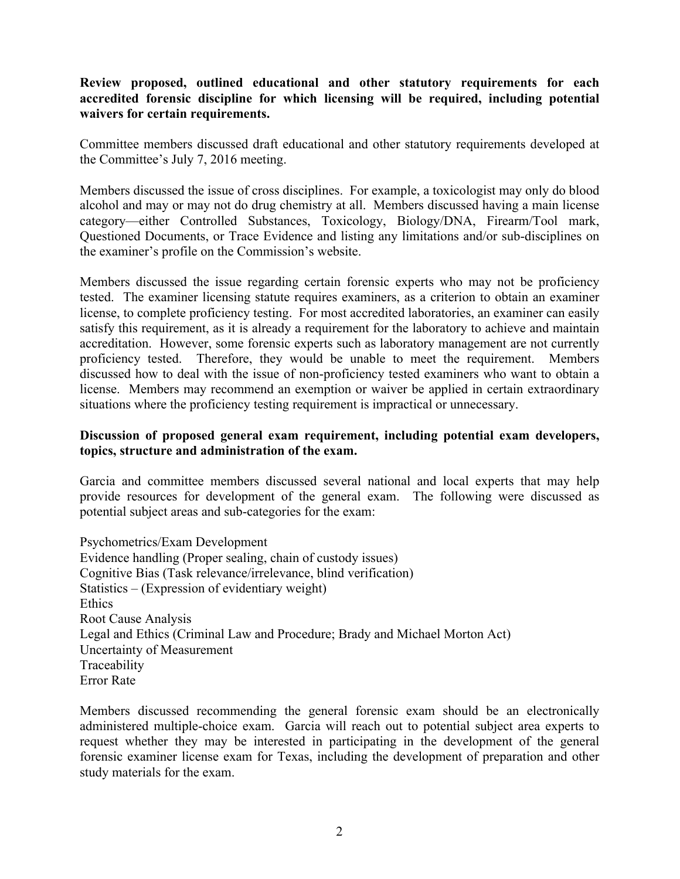**Review proposed, outlined educational and other statutory requirements for each accredited forensic discipline for which licensing will be required, including potential waivers for certain requirements.**

Committee members discussed draft educational and other statutory requirements developed at the Committee's July 7, 2016 meeting.

Members discussed the issue of cross disciplines. For example, a toxicologist may only do blood alcohol and may or may not do drug chemistry at all. Members discussed having a main license category—either Controlled Substances, Toxicology, Biology/DNA, Firearm/Tool mark, Questioned Documents, or Trace Evidence and listing any limitations and/or sub-disciplines on the examiner's profile on the Commission's website.

Members discussed the issue regarding certain forensic experts who may not be proficiency tested. The examiner licensing statute requires examiners, as a criterion to obtain an examiner license, to complete proficiency testing. For most accredited laboratories, an examiner can easily satisfy this requirement, as it is already a requirement for the laboratory to achieve and maintain accreditation. However, some forensic experts such as laboratory management are not currently proficiency tested. Therefore, they would be unable to meet the requirement. Members discussed how to deal with the issue of non-proficiency tested examiners who want to obtain a license. Members may recommend an exemption or waiver be applied in certain extraordinary situations where the proficiency testing requirement is impractical or unnecessary.

**Discussion of proposed general exam requirement, including potential exam developers, topics, structure and administration of the exam.**

Garcia and committee members discussed several national and local experts that may help provide resources for development of the general exam. The following were discussed as potential subject areas and sub-categories for the exam:

Psychometrics/Exam Development
Evidence handling (Proper sealing, chain of custody issues)
Cognitive Bias (Task relevance/irrelevance, blind verification)
Statistics – (Expression of evidentiary weight)
Ethics
Root Cause Analysis
Legal and Ethics (Criminal Law and Procedure; Brady and Michael Morton Act)
Uncertainty of Measurement
Traceability
Error Rate

Members discussed recommending the general forensic exam should be an electronically administered multiple-choice exam. Garcia will reach out to potential subject area experts to request whether they may be interested in participating in the development of the general forensic examiner license exam for Texas, including the development of preparation and other study materials for the exam.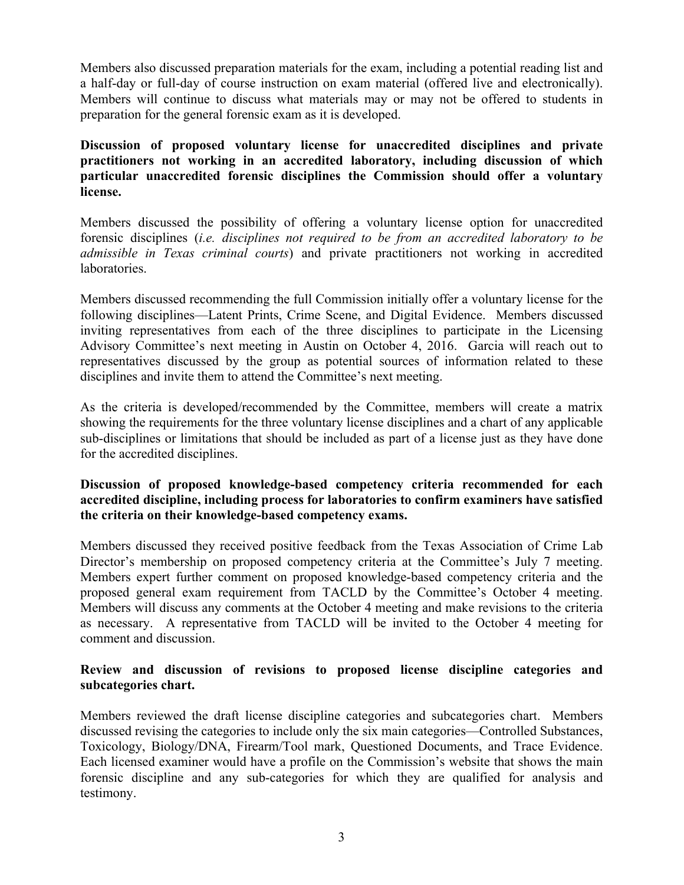Members also discussed preparation materials for the exam, including a potential reading list and a half-day or full-day of course instruction on exam material (offered live and electronically). Members will continue to discuss what materials may or may not be offered to students in preparation for the general forensic exam as it is developed.

**Discussion of proposed voluntary license for unaccredited disciplines and private practitioners not working in an accredited laboratory, including discussion of which particular unaccredited forensic disciplines the Commission should offer a voluntary license.**

Members discussed the possibility of offering a voluntary license option for unaccredited forensic disciplines (*i.e. disciplines not required to be from an accredited laboratory to be admissible in Texas criminal courts*) and private practitioners not working in accredited laboratories.

Members discussed recommending the full Commission initially offer a voluntary license for the following disciplines—Latent Prints, Crime Scene, and Digital Evidence. Members discussed inviting representatives from each of the three disciplines to participate in the Licensing Advisory Committee's next meeting in Austin on October 4, 2016. Garcia will reach out to representatives discussed by the group as potential sources of information related to these disciplines and invite them to attend the Committee's next meeting.

As the criteria is developed/recommended by the Committee, members will create a matrix showing the requirements for the three voluntary license disciplines and a chart of any applicable sub-disciplines or limitations that should be included as part of a license just as they have done for the accredited disciplines.

**Discussion of proposed knowledge-based competency criteria recommended for each accredited discipline, including process for laboratories to confirm examiners have satisfied the criteria on their knowledge-based competency exams.**

Members discussed they received positive feedback from the Texas Association of Crime Lab Director's membership on proposed competency criteria at the Committee's July 7 meeting. Members expert further comment on proposed knowledge-based competency criteria and the proposed general exam requirement from TACLD by the Committee's October 4 meeting. Members will discuss any comments at the October 4 meeting and make revisions to the criteria as necessary. A representative from TACLD will be invited to the October 4 meeting for comment and discussion.

**Review and discussion of revisions to proposed license discipline categories and subcategories chart.**

Members reviewed the draft license discipline categories and subcategories chart. Members discussed revising the categories to include only the six main categories—Controlled Substances, Toxicology, Biology/DNA, Firearm/Tool mark, Questioned Documents, and Trace Evidence. Each licensed examiner would have a profile on the Commission's website that shows the main forensic discipline and any sub-categories for which they are qualified for analysis and testimony.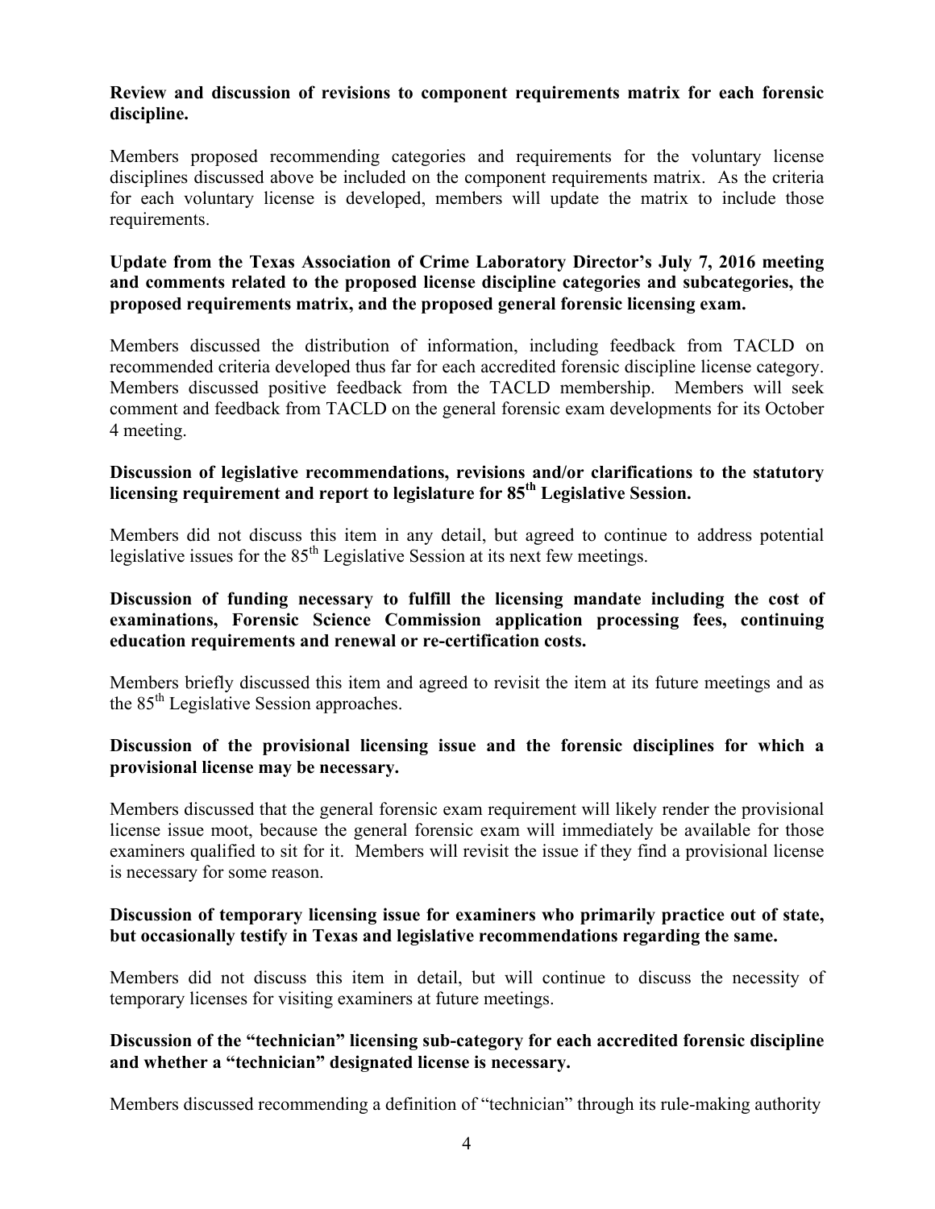**Review and discussion of revisions to component requirements matrix for each forensic discipline.**

Members proposed recommending categories and requirements for the voluntary license disciplines discussed above be included on the component requirements matrix. As the criteria for each voluntary license is developed, members will update the matrix to include those requirements.

**Update from the Texas Association of Crime Laboratory Director's July 7, 2016 meeting and comments related to the proposed license discipline categories and subcategories, the proposed requirements matrix, and the proposed general forensic licensing exam.**

Members discussed the distribution of information, including feedback from TACLD on recommended criteria developed thus far for each accredited forensic discipline license category. Members discussed positive feedback from the TACLD membership. Members will seek comment and feedback from TACLD on the general forensic exam developments for its October 4 meeting.

**Discussion of legislative recommendations, revisions and/or clarifications to the statutory licensing requirement and report to legislature for 85th Legislative Session.**

Members did not discuss this item in any detail, but agreed to continue to address potential legislative issues for the 85th Legislative Session at its next few meetings.

**Discussion of funding necessary to fulfill the licensing mandate including the cost of examinations, Forensic Science Commission application processing fees, continuing education requirements and renewal or re-certification costs.**

Members briefly discussed this item and agreed to revisit the item at its future meetings and as the 85th Legislative Session approaches.

**Discussion of the provisional licensing issue and the forensic disciplines for which a provisional license may be necessary.**

Members discussed that the general forensic exam requirement will likely render the provisional license issue moot, because the general forensic exam will immediately be available for those examiners qualified to sit for it. Members will revisit the issue if they find a provisional license is necessary for some reason.

**Discussion of temporary licensing issue for examiners who primarily practice out of state, but occasionally testify in Texas and legislative recommendations regarding the same.**

Members did not discuss this item in detail, but will continue to discuss the necessity of temporary licenses for visiting examiners at future meetings.

**Discussion of the "technician" licensing sub-category for each accredited forensic discipline and whether a "technician" designated license is necessary.**

Members discussed recommending a definition of "technician" through its rule-making authority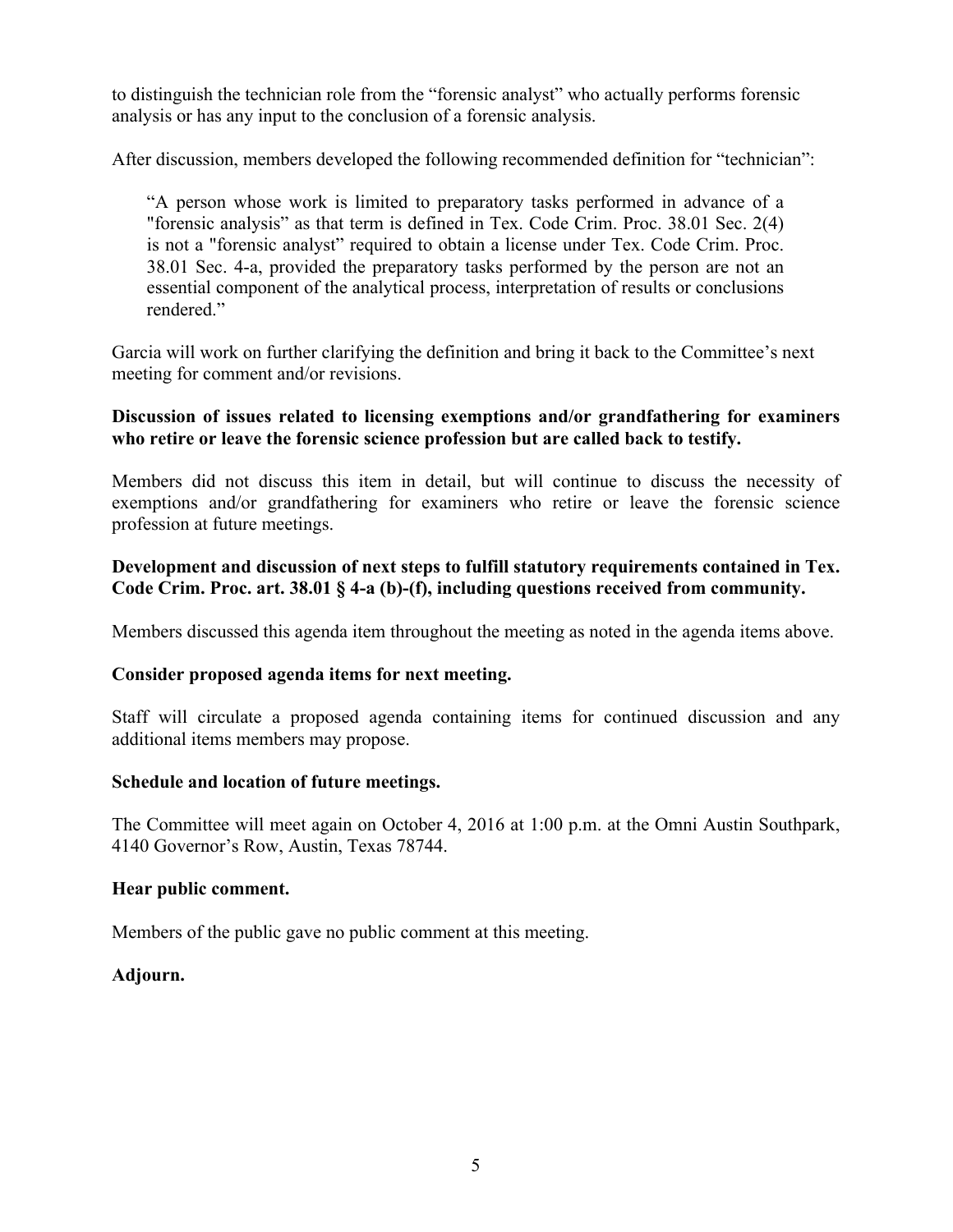to distinguish the technician role from the "forensic analyst" who actually performs forensic analysis or has any input to the conclusion of a forensic analysis.

After discussion, members developed the following recommended definition for "technician":

> "A person whose work is limited to preparatory tasks performed in advance of a "forensic analysis" as that term is defined in Tex. Code Crim. Proc. 38.01 Sec. 2(4) is not a "forensic analyst" required to obtain a license under Tex. Code Crim. Proc. 38.01 Sec. 4-a, provided the preparatory tasks performed by the person are not an essential component of the analytical process, interpretation of results or conclusions rendered."

Garcia will work on further clarifying the definition and bring it back to the Committee's next meeting for comment and/or revisions.

**Discussion of issues related to licensing exemptions and/or grandfathering for examiners who retire or leave the forensic science profession but are called back to testify.**

Members did not discuss this item in detail, but will continue to discuss the necessity of exemptions and/or grandfathering for examiners who retire or leave the forensic science profession at future meetings.

**Development and discussion of next steps to fulfill statutory requirements contained in Tex. Code Crim. Proc. art. 38.01 § 4-a (b)-(f), including questions received from community.**

Members discussed this agenda item throughout the meeting as noted in the agenda items above.

**Consider proposed agenda items for next meeting.**

Staff will circulate a proposed agenda containing items for continued discussion and any additional items members may propose.

**Schedule and location of future meetings.**

The Committee will meet again on October 4, 2016 at 1:00 p.m. at the Omni Austin Southpark, 4140 Governor's Row, Austin, Texas 78744.

**Hear public comment.**

Members of the public gave no public comment at this meeting.

**Adjourn.**